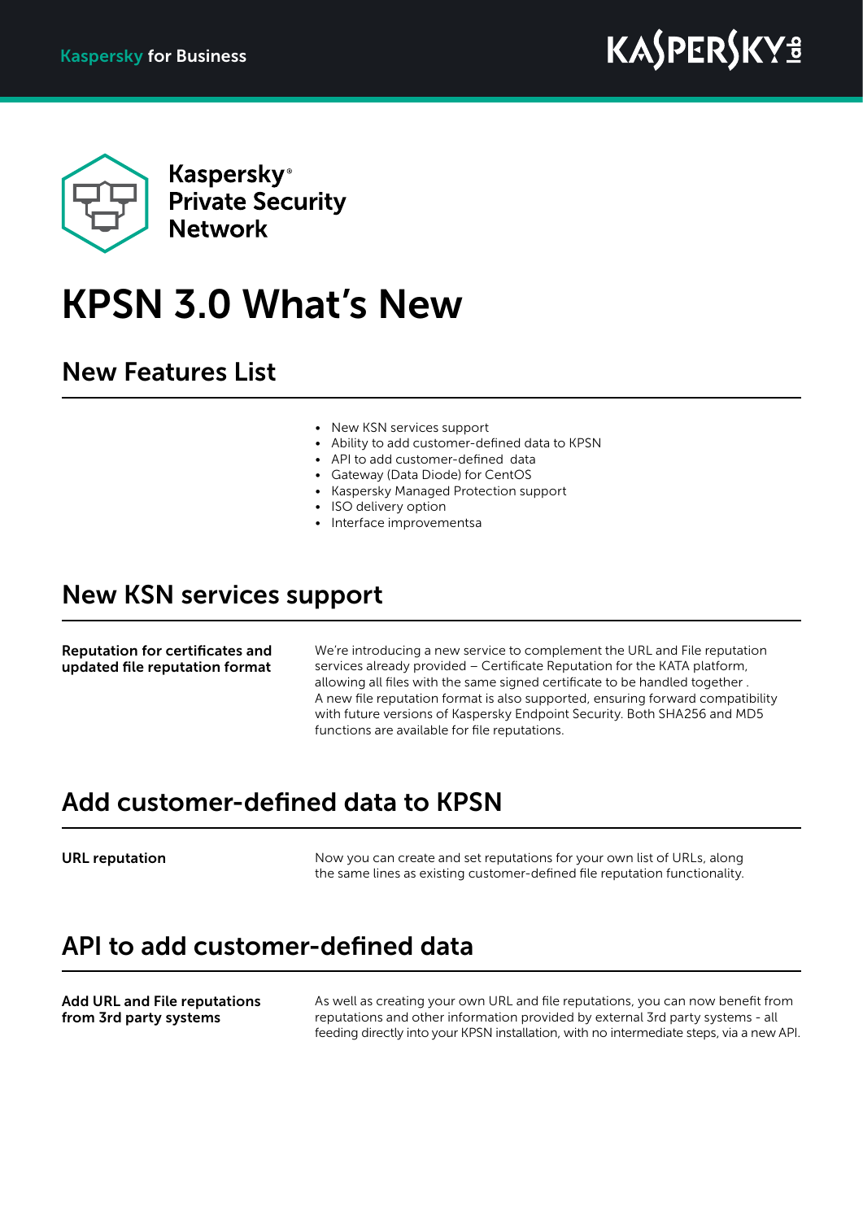Kaspersky for Business

Kaspersky® Private Security Network

# KPSN 3.0 What's New

## New Features List

- New KSN services support
- Ability to add customer-defined data to KPSN
- API to add customer-defined  data
- Gateway (Data Diode) for CentOS
- Kaspersky Managed Protection support
- ISO delivery option
- Interface improvementsa

## New KSN services support

**Reputation for certificates and updated file reputation format**

We're introducing a new service to complement the URL and File reputation services already provided – Certificate Reputation for the KATA platform, allowing all files with the same signed certificate to be handled together . A new file reputation format is also supported, ensuring forward compatibility with future versions of Kaspersky Endpoint Security. Both SHA256 and MD5 functions are available for file reputations.

## Add customer-defined data to KPSN

**URL reputation**

Now you can create and set reputations for your own list of URLs, along the same lines as existing customer-defined file reputation functionality.

## API to add customer-defined data

**Add URL and File reputations from 3rd party systems**

As well as creating your own URL and file reputations, you can now benefit from reputations and other information provided by external 3rd party systems - all feeding directly into your KPSN installation, with no intermediate steps, via a new API.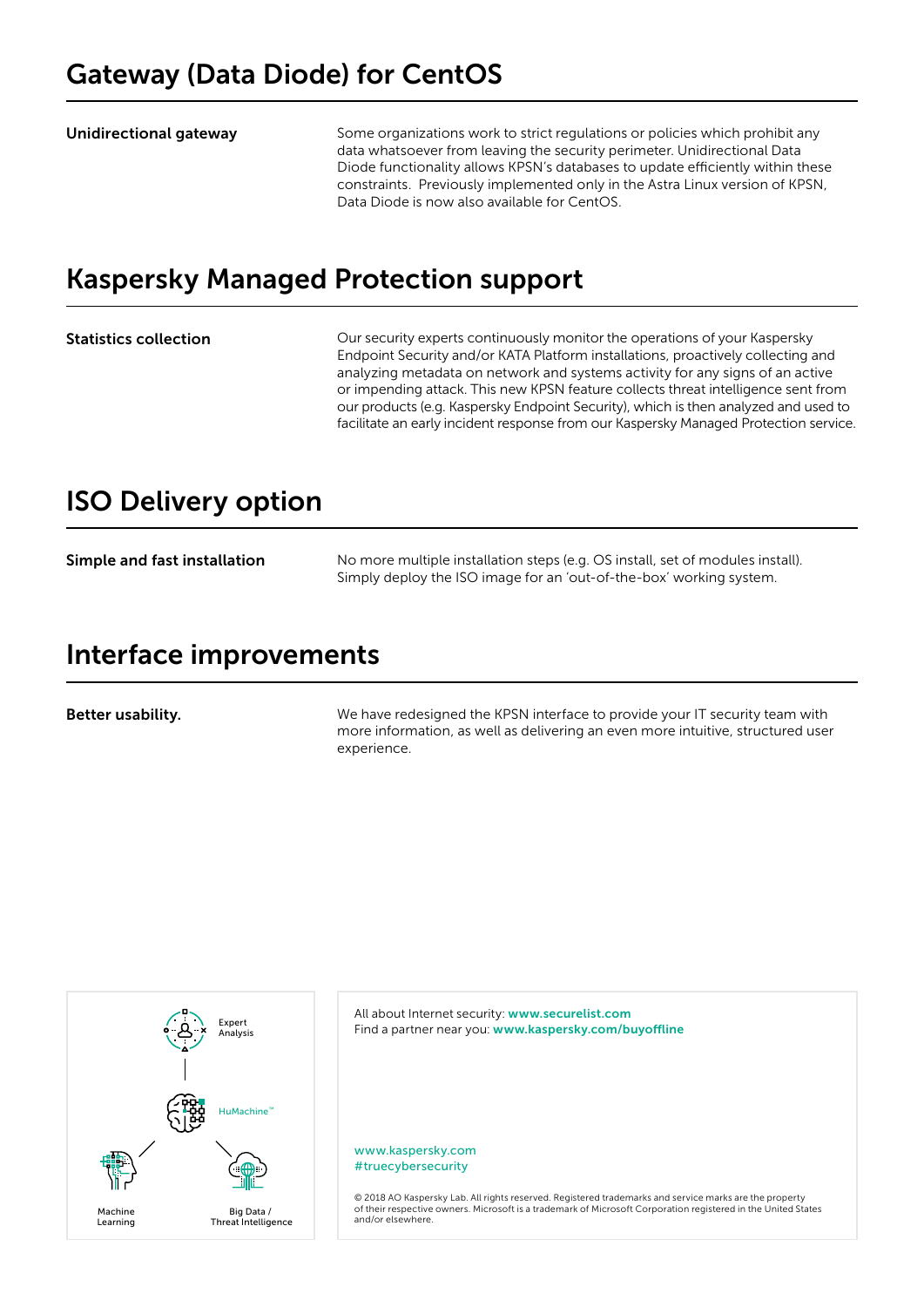## Gateway (Data Diode) for CentOS

**Unidirectional gateway**

Some organizations work to strict regulations or policies which prohibit any data whatsoever from leaving the security perimeter. Unidirectional Data Diode functionality allows KPSN's databases to update efficiently within these constraints. Previously implemented only in the Astra Linux version of KPSN, Data Diode is now also available for CentOS.

## Kaspersky Managed Protection support

**Statistics collection**

Our security experts continuously monitor the operations of your Kaspersky Endpoint Security and/or KATA Platform installations, proactively collecting and analyzing metadata on network and systems activity for any signs of an active or impending attack. This new KPSN feature collects threat intelligence sent from our products (e.g. Kaspersky Endpoint Security), which is then analyzed and used to facilitate an early incident response from our Kaspersky Managed Protection service.

## ISO Delivery option

**Simple and fast installation**

No more multiple installation steps (e.g. OS install, set of modules install). Simply deploy the ISO image for an 'out-of-the-box' working system.

## Interface improvements

**Better usability.**

We have redesigned the KPSN interface to provide your IT security team with more information, as well as delivering an even more intuitive, structured user experience.

Expert Analysis

HuMachine™

Machine Learning

Big Data / Threat Intelligence

All about Internet security: **www.securelist.com**
Find a partner near you: **www.kaspersky.com/buyoffline**

www.kaspersky.com
#truecybersecurity

© 2018 AO Kaspersky Lab. All rights reserved. Registered trademarks and service marks are the property of their respective owners. Microsoft is a trademark of Microsoft Corporation registered in the United States and/or elsewhere.